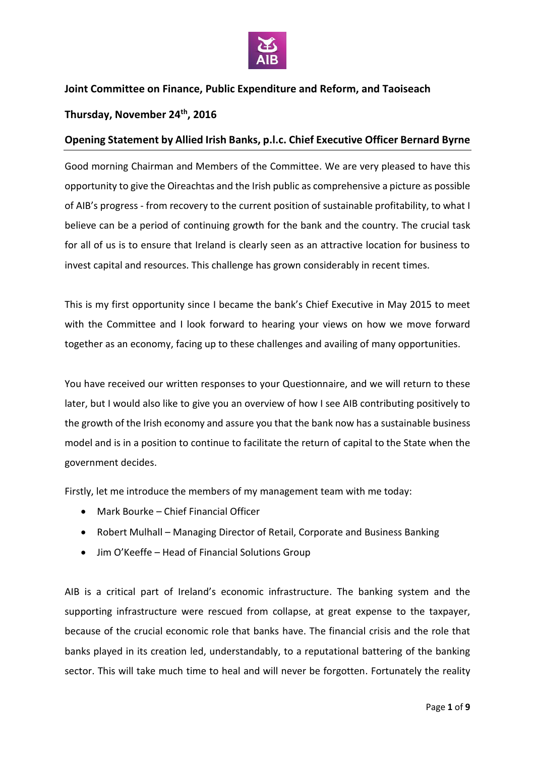**Joint Committee on Finance, Public Expenditure and Reform, and Taoiseach**

**Thursday, November 24th, 2016**

**Opening Statement by Allied Irish Banks, p.l.c. Chief Executive Officer Bernard Byrne**

Good morning Chairman and Members of the Committee. We are very pleased to have this opportunity to give the Oireachtas and the Irish public as comprehensive a picture as possible of AIB's progress - from recovery to the current position of sustainable profitability, to what I believe can be a period of continuing growth for the bank and the country. The crucial task for all of us is to ensure that Ireland is clearly seen as an attractive location for business to invest capital and resources. This challenge has grown considerably in recent times.

This is my first opportunity since I became the bank's Chief Executive in May 2015 to meet with the Committee and I look forward to hearing your views on how we move forward together as an economy, facing up to these challenges and availing of many opportunities.

You have received our written responses to your Questionnaire, and we will return to these later, but I would also like to give you an overview of how I see AIB contributing positively to the growth of the Irish economy and assure you that the bank now has a sustainable business model and is in a position to continue to facilitate the return of capital to the State when the government decides.

Firstly, let me introduce the members of my management team with me today:

- Mark Bourke – Chief Financial Officer
- Robert Mulhall – Managing Director of Retail, Corporate and Business Banking
- Jim O'Keeffe – Head of Financial Solutions Group

AIB is a critical part of Ireland's economic infrastructure. The banking system and the supporting infrastructure were rescued from collapse, at great expense to the taxpayer, because of the crucial economic role that banks have. The financial crisis and the role that banks played in its creation led, understandably, to a reputational battering of the banking sector. This will take much time to heal and will never be forgotten. Fortunately the reality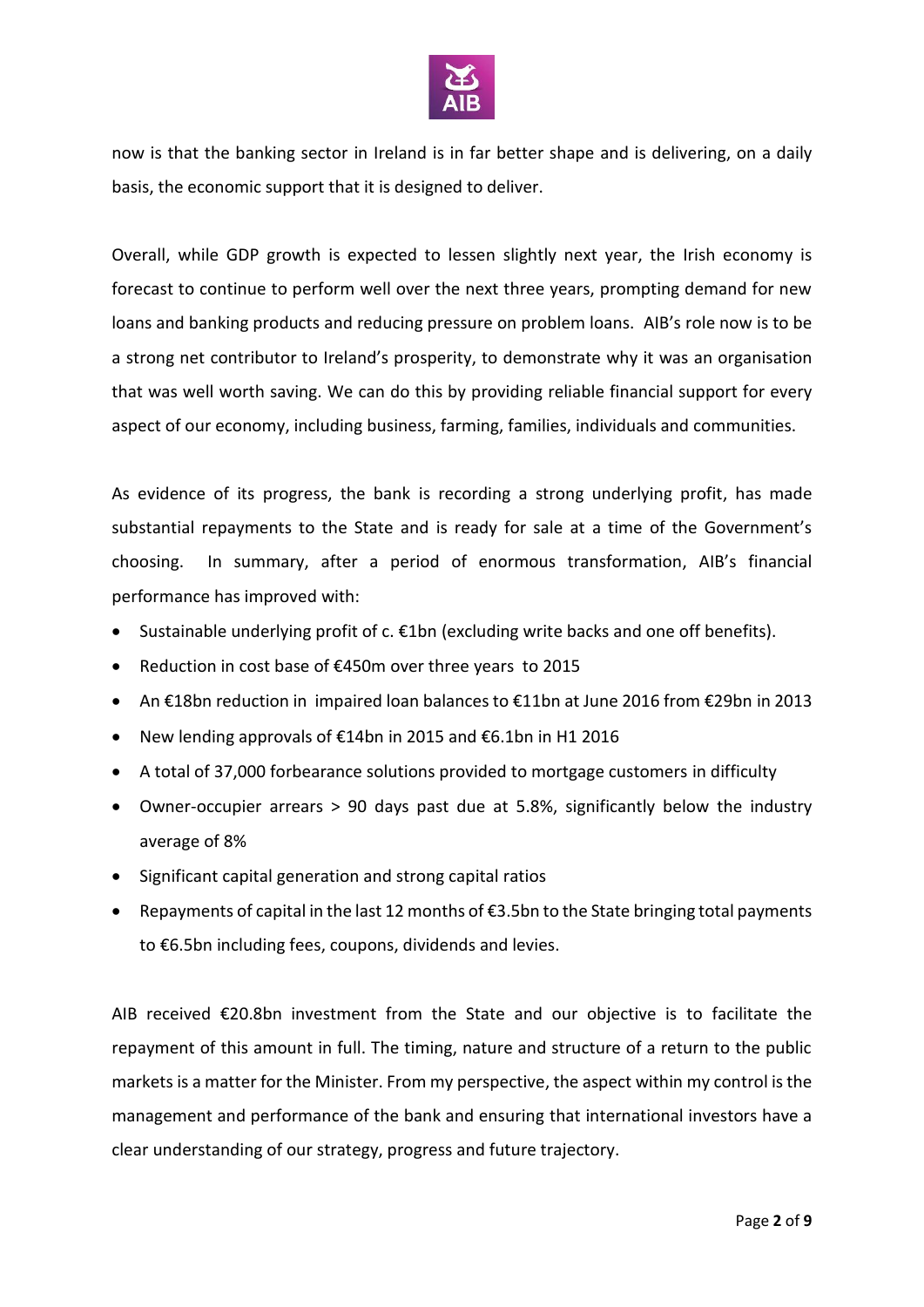now is that the banking sector in Ireland is in far better shape and is delivering, on a daily basis, the economic support that it is designed to deliver.

Overall, while GDP growth is expected to lessen slightly next year, the Irish economy is forecast to continue to perform well over the next three years, prompting demand for new loans and banking products and reducing pressure on problem loans. AIB's role now is to be a strong net contributor to Ireland's prosperity, to demonstrate why it was an organisation that was well worth saving. We can do this by providing reliable financial support for every aspect of our economy, including business, farming, families, individuals and communities.

As evidence of its progress, the bank is recording a strong underlying profit, has made substantial repayments to the State and is ready for sale at a time of the Government's choosing. In summary, after a period of enormous transformation, AIB's financial performance has improved with:

- Sustainable underlying profit of c. €1bn (excluding write backs and one off benefits).
- Reduction in cost base of €450m over three years to 2015
- An €18bn reduction in impaired loan balances to €11bn at June 2016 from €29bn in 2013
- New lending approvals of €14bn in 2015 and €6.1bn in H1 2016
- A total of 37,000 forbearance solutions provided to mortgage customers in difficulty
- Owner-occupier arrears > 90 days past due at 5.8%, significantly below the industry average of 8%
- Significant capital generation and strong capital ratios
- Repayments of capital in the last 12 months of €3.5bn to the State bringing total payments to €6.5bn including fees, coupons, dividends and levies.

AIB received €20.8bn investment from the State and our objective is to facilitate the repayment of this amount in full. The timing, nature and structure of a return to the public markets is a matter for the Minister. From my perspective, the aspect within my control is the management and performance of the bank and ensuring that international investors have a clear understanding of our strategy, progress and future trajectory.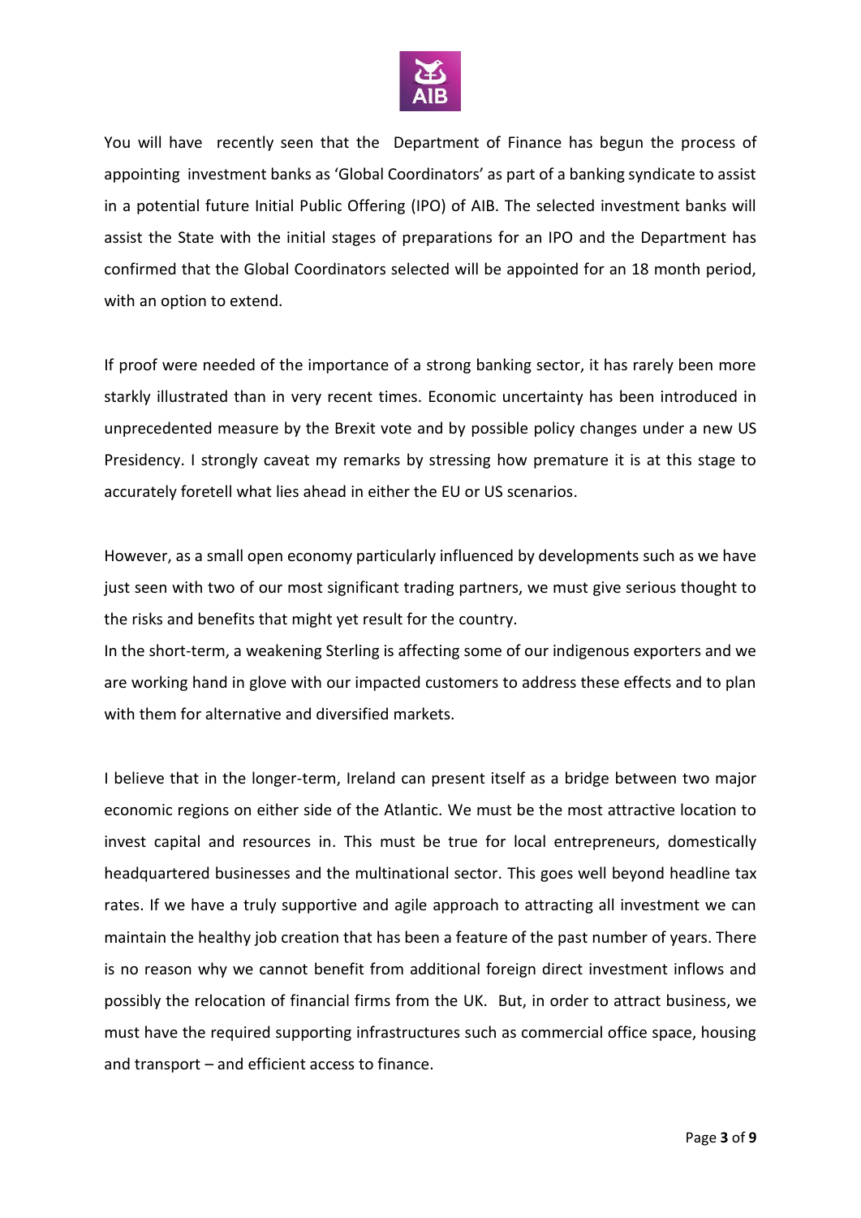You will have recently seen that the Department of Finance has begun the process of appointing investment banks as 'Global Coordinators' as part of a banking syndicate to assist in a potential future Initial Public Offering (IPO) of AIB. The selected investment banks will assist the State with the initial stages of preparations for an IPO and the Department has confirmed that the Global Coordinators selected will be appointed for an 18 month period, with an option to extend.

If proof were needed of the importance of a strong banking sector, it has rarely been more starkly illustrated than in very recent times. Economic uncertainty has been introduced in unprecedented measure by the Brexit vote and by possible policy changes under a new US Presidency. I strongly caveat my remarks by stressing how premature it is at this stage to accurately foretell what lies ahead in either the EU or US scenarios.

However, as a small open economy particularly influenced by developments such as we have just seen with two of our most significant trading partners, we must give serious thought to the risks and benefits that might yet result for the country.

In the short-term, a weakening Sterling is affecting some of our indigenous exporters and we are working hand in glove with our impacted customers to address these effects and to plan with them for alternative and diversified markets.

I believe that in the longer-term, Ireland can present itself as a bridge between two major economic regions on either side of the Atlantic. We must be the most attractive location to invest capital and resources in. This must be true for local entrepreneurs, domestically headquartered businesses and the multinational sector. This goes well beyond headline tax rates. If we have a truly supportive and agile approach to attracting all investment we can maintain the healthy job creation that has been a feature of the past number of years. There is no reason why we cannot benefit from additional foreign direct investment inflows and possibly the relocation of financial firms from the UK. But, in order to attract business, we must have the required supporting infrastructures such as commercial office space, housing and transport – and efficient access to finance.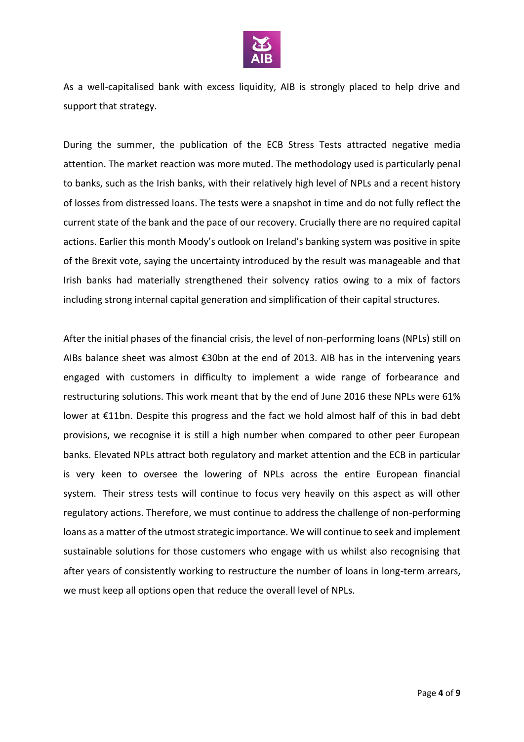As a well-capitalised bank with excess liquidity, AIB is strongly placed to help drive and support that strategy.

During the summer, the publication of the ECB Stress Tests attracted negative media attention. The market reaction was more muted. The methodology used is particularly penal to banks, such as the Irish banks, with their relatively high level of NPLs and a recent history of losses from distressed loans. The tests were a snapshot in time and do not fully reflect the current state of the bank and the pace of our recovery. Crucially there are no required capital actions. Earlier this month Moody's outlook on Ireland's banking system was positive in spite of the Brexit vote, saying the uncertainty introduced by the result was manageable and that Irish banks had materially strengthened their solvency ratios owing to a mix of factors including strong internal capital generation and simplification of their capital structures.

After the initial phases of the financial crisis, the level of non-performing loans (NPLs) still on AIBs balance sheet was almost €30bn at the end of 2013. AIB has in the intervening years engaged with customers in difficulty to implement a wide range of forbearance and restructuring solutions. This work meant that by the end of June 2016 these NPLs were 61% lower at €11bn. Despite this progress and the fact we hold almost half of this in bad debt provisions, we recognise it is still a high number when compared to other peer European banks. Elevated NPLs attract both regulatory and market attention and the ECB in particular is very keen to oversee the lowering of NPLs across the entire European financial system. Their stress tests will continue to focus very heavily on this aspect as will other regulatory actions. Therefore, we must continue to address the challenge of non-performing loans as a matter of the utmost strategic importance. We will continue to seek and implement sustainable solutions for those customers who engage with us whilst also recognising that after years of consistently working to restructure the number of loans in long-term arrears, we must keep all options open that reduce the overall level of NPLs.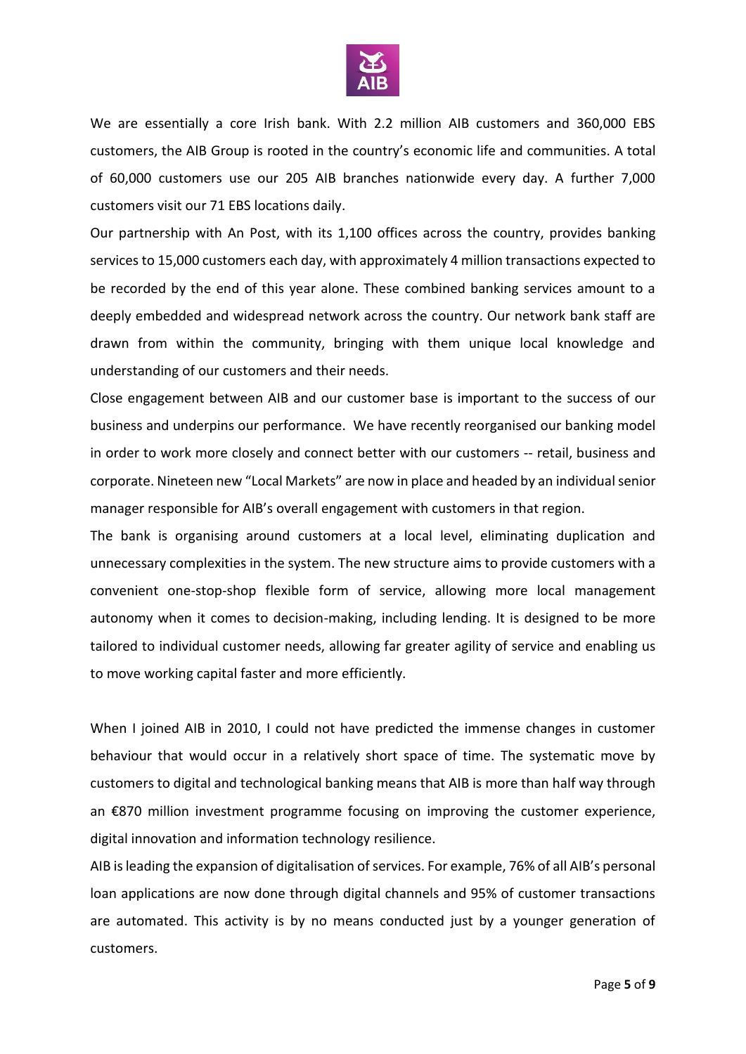We are essentially a core Irish bank. With 2.2 million AIB customers and 360,000 EBS customers, the AIB Group is rooted in the country's economic life and communities. A total of 60,000 customers use our 205 AIB branches nationwide every day. A further 7,000 customers visit our 71 EBS locations daily.

Our partnership with An Post, with its 1,100 offices across the country, provides banking services to 15,000 customers each day, with approximately 4 million transactions expected to be recorded by the end of this year alone. These combined banking services amount to a deeply embedded and widespread network across the country. Our network bank staff are drawn from within the community, bringing with them unique local knowledge and understanding of our customers and their needs.

Close engagement between AIB and our customer base is important to the success of our business and underpins our performance. We have recently reorganised our banking model in order to work more closely and connect better with our customers -- retail, business and corporate. Nineteen new "Local Markets" are now in place and headed by an individual senior manager responsible for AIB's overall engagement with customers in that region.

The bank is organising around customers at a local level, eliminating duplication and unnecessary complexities in the system. The new structure aims to provide customers with a convenient one-stop-shop flexible form of service, allowing more local management autonomy when it comes to decision-making, including lending. It is designed to be more tailored to individual customer needs, allowing far greater agility of service and enabling us to move working capital faster and more efficiently.

When I joined AIB in 2010, I could not have predicted the immense changes in customer behaviour that would occur in a relatively short space of time. The systematic move by customers to digital and technological banking means that AIB is more than half way through an €870 million investment programme focusing on improving the customer experience, digital innovation and information technology resilience.

AIB is leading the expansion of digitalisation of services. For example, 76% of all AIB's personal loan applications are now done through digital channels and 95% of customer transactions are automated. This activity is by no means conducted just by a younger generation of customers.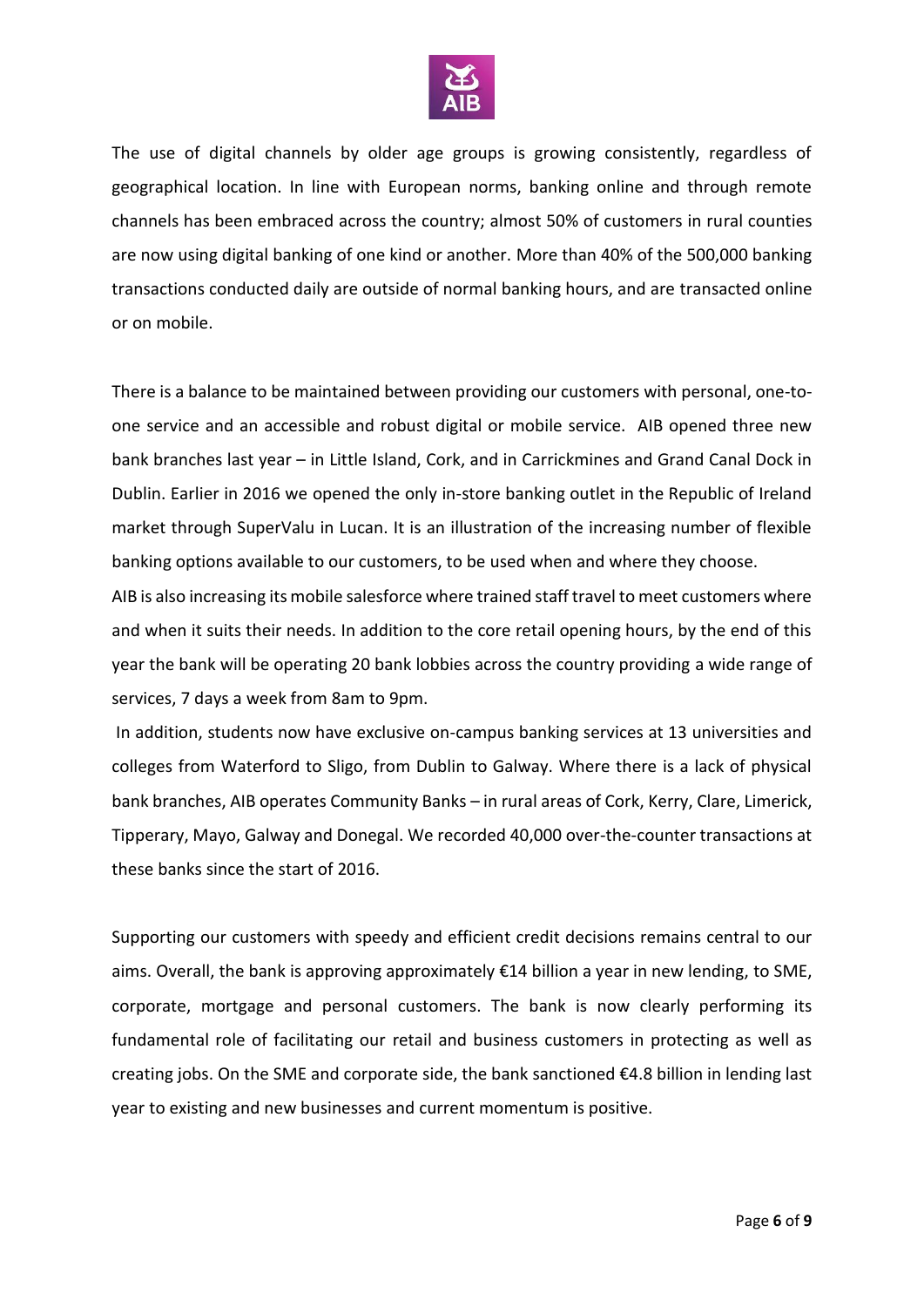The use of digital channels by older age groups is growing consistently, regardless of geographical location. In line with European norms, banking online and through remote channels has been embraced across the country; almost 50% of customers in rural counties are now using digital banking of one kind or another. More than 40% of the 500,000 banking transactions conducted daily are outside of normal banking hours, and are transacted online or on mobile.

There is a balance to be maintained between providing our customers with personal, one-to-one service and an accessible and robust digital or mobile service. AIB opened three new bank branches last year – in Little Island, Cork, and in Carrickmines and Grand Canal Dock in Dublin. Earlier in 2016 we opened the only in-store banking outlet in the Republic of Ireland market through SuperValu in Lucan. It is an illustration of the increasing number of flexible banking options available to our customers, to be used when and where they choose.

AIB is also increasing its mobile salesforce where trained staff travel to meet customers where and when it suits their needs. In addition to the core retail opening hours, by the end of this year the bank will be operating 20 bank lobbies across the country providing a wide range of services, 7 days a week from 8am to 9pm.

In addition, students now have exclusive on-campus banking services at 13 universities and colleges from Waterford to Sligo, from Dublin to Galway. Where there is a lack of physical bank branches, AIB operates Community Banks – in rural areas of Cork, Kerry, Clare, Limerick, Tipperary, Mayo, Galway and Donegal. We recorded 40,000 over-the-counter transactions at these banks since the start of 2016.

Supporting our customers with speedy and efficient credit decisions remains central to our aims. Overall, the bank is approving approximately €14 billion a year in new lending, to SME, corporate, mortgage and personal customers. The bank is now clearly performing its fundamental role of facilitating our retail and business customers in protecting as well as creating jobs. On the SME and corporate side, the bank sanctioned €4.8 billion in lending last year to existing and new businesses and current momentum is positive.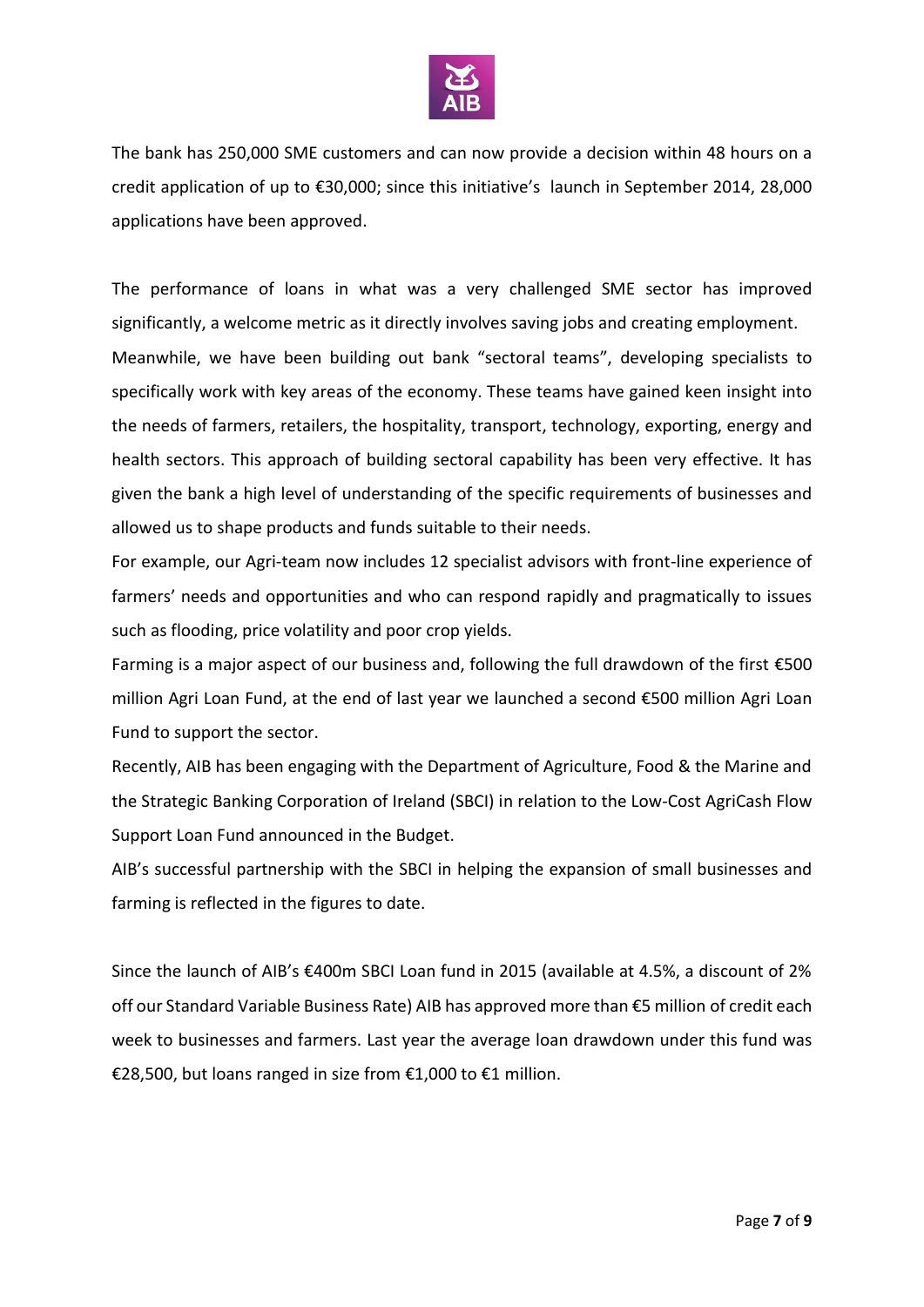The bank has 250,000 SME customers and can now provide a decision within 48 hours on a credit application of up to €30,000; since this initiative's launch in September 2014, 28,000 applications have been approved.

The performance of loans in what was a very challenged SME sector has improved significantly, a welcome metric as it directly involves saving jobs and creating employment.

Meanwhile, we have been building out bank "sectoral teams", developing specialists to specifically work with key areas of the economy. These teams have gained keen insight into the needs of farmers, retailers, the hospitality, transport, technology, exporting, energy and health sectors. This approach of building sectoral capability has been very effective. It has given the bank a high level of understanding of the specific requirements of businesses and allowed us to shape products and funds suitable to their needs.

For example, our Agri-team now includes 12 specialist advisors with front-line experience of farmers' needs and opportunities and who can respond rapidly and pragmatically to issues such as flooding, price volatility and poor crop yields.

Farming is a major aspect of our business and, following the full drawdown of the first €500 million Agri Loan Fund, at the end of last year we launched a second €500 million Agri Loan Fund to support the sector.

Recently, AIB has been engaging with the Department of Agriculture, Food & the Marine and the Strategic Banking Corporation of Ireland (SBCI) in relation to the Low-Cost AgriCash Flow Support Loan Fund announced in the Budget.

AIB's successful partnership with the SBCI in helping the expansion of small businesses and farming is reflected in the figures to date.

Since the launch of AIB's €400m SBCI Loan fund in 2015 (available at 4.5%, a discount of 2% off our Standard Variable Business Rate) AIB has approved more than €5 million of credit each week to businesses and farmers. Last year the average loan drawdown under this fund was €28,500, but loans ranged in size from €1,000 to €1 million.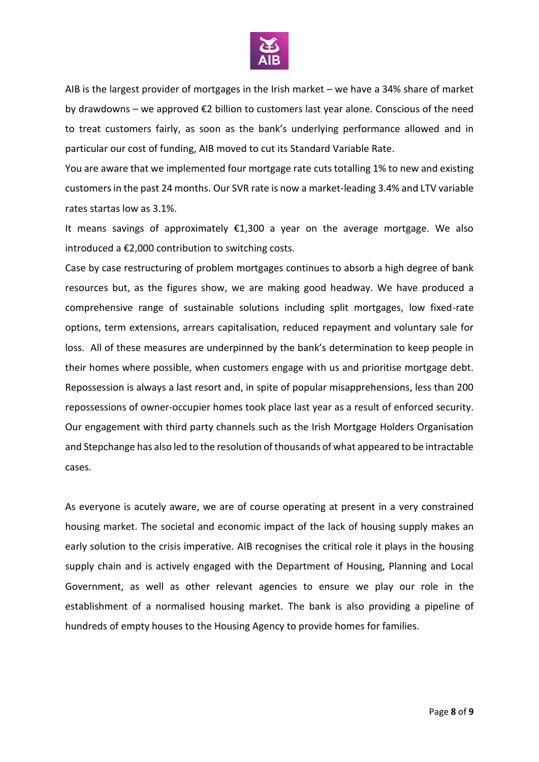AIB is the largest provider of mortgages in the Irish market – we have a 34% share of market by drawdowns – we approved €2 billion to customers last year alone. Conscious of the need to treat customers fairly, as soon as the bank's underlying performance allowed and in particular our cost of funding, AIB moved to cut its Standard Variable Rate.

You are aware that we implemented four mortgage rate cuts totalling 1% to new and existing customers in the past 24 months. Our SVR rate is now a market-leading 3.4% and LTV variable rates startas low as 3.1%.

It means savings of approximately €1,300 a year on the average mortgage. We also introduced a €2,000 contribution to switching costs.

Case by case restructuring of problem mortgages continues to absorb a high degree of bank resources but, as the figures show, we are making good headway. We have produced a comprehensive range of sustainable solutions including split mortgages, low fixed-rate options, term extensions, arrears capitalisation, reduced repayment and voluntary sale for loss. All of these measures are underpinned by the bank's determination to keep people in their homes where possible, when customers engage with us and prioritise mortgage debt. Repossession is always a last resort and, in spite of popular misapprehensions, less than 200 repossessions of owner-occupier homes took place last year as a result of enforced security. Our engagement with third party channels such as the Irish Mortgage Holders Organisation and Stepchange has also led to the resolution of thousands of what appeared to be intractable cases.

As everyone is acutely aware, we are of course operating at present in a very constrained housing market. The societal and economic impact of the lack of housing supply makes an early solution to the crisis imperative. AIB recognises the critical role it plays in the housing supply chain and is actively engaged with the Department of Housing, Planning and Local Government, as well as other relevant agencies to ensure we play our role in the establishment of a normalised housing market. The bank is also providing a pipeline of hundreds of empty houses to the Housing Agency to provide homes for families.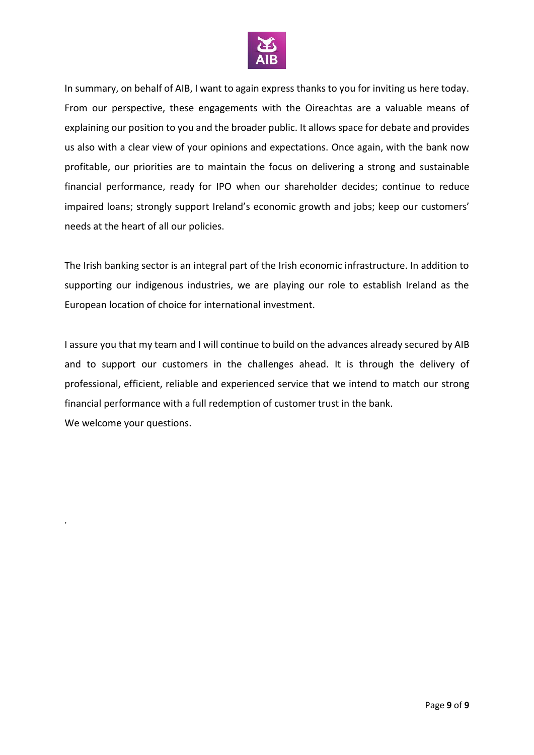In summary, on behalf of AIB, I want to again express thanks to you for inviting us here today. From our perspective, these engagements with the Oireachtas are a valuable means of explaining our position to you and the broader public. It allows space for debate and provides us also with a clear view of your opinions and expectations. Once again, with the bank now profitable, our priorities are to maintain the focus on delivering a strong and sustainable financial performance, ready for IPO when our shareholder decides; continue to reduce impaired loans; strongly support Ireland's economic growth and jobs; keep our customers' needs at the heart of all our policies.

The Irish banking sector is an integral part of the Irish economic infrastructure. In addition to supporting our indigenous industries, we are playing our role to establish Ireland as the European location of choice for international investment.

I assure you that my team and I will continue to build on the advances already secured by AIB and to support our customers in the challenges ahead. It is through the delivery of professional, efficient, reliable and experienced service that we intend to match our strong financial performance with a full redemption of customer trust in the bank.

We welcome your questions.